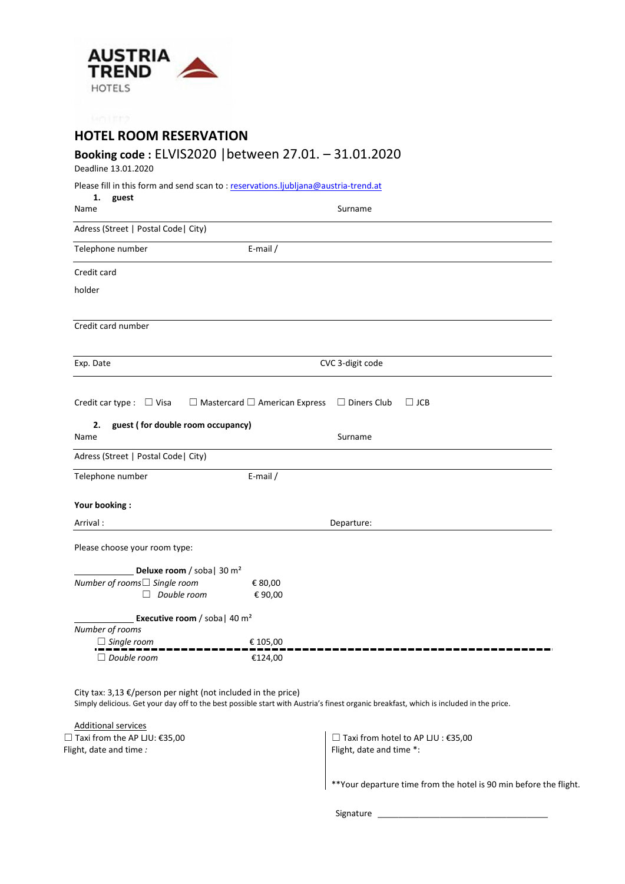AUSTRIA TREND HOTELS

# HOTEL ROOM RESERVATION

## Booking code : ELVIS2020 |between 27.01. – 31.01.2020

Deadline 13.01.2020

Please fill in this form and send scan to : reservations.ljubljana@austria-trend.at

**1. guest**

Name Surname

Adress (Street | Postal Code| City)

Telephone number E-mail /

Credit card holder

Credit card number

Exp. Date CVC 3-digit code

Credit car type : ☐ Visa ☐ Mastercard ☐ American Express ☐ Diners Club ☐ JCB

**2. guest ( for double room occupancy)**

Name Surname

Adress (Street | Postal Code| City)

Telephone number E-mail /

**Your booking :**

Arrival : Departure:

Please choose your room type:

\_\_\_\_\_\_\_\_\_\_\_\_ **Deluxe room** / soba| 30 m²

*Number of rooms* ☐ *Single room* € 80,00

☐ *Double room* € 90,00

\_\_\_\_\_\_\_\_\_\_\_\_ **Executive room** / soba| 40 m²

*Number of rooms*

☐ *Single room* € 105,00

☐ *Double room* €124,00

City tax: 3,13 €/person per night (not included in the price)

Simply delicious. Get your day off to the best possible start with Austria's finest organic breakfast, which is included in the price.

Additional services

☐ Taxi from the AP LJU: €35,00

Flight, date and time *:*

☐ Taxi from hotel to AP LJU : €35,00

Flight, date and time *:

**Your departure time from the hotel is 90 min before the flight.

Signature \_\_\_\_\_\_\_\_\_\_\_\_\_\_\_\_\_\_\_\_\_\_\_\_\_\_\_\_\_\_\_\_\_\_\_\_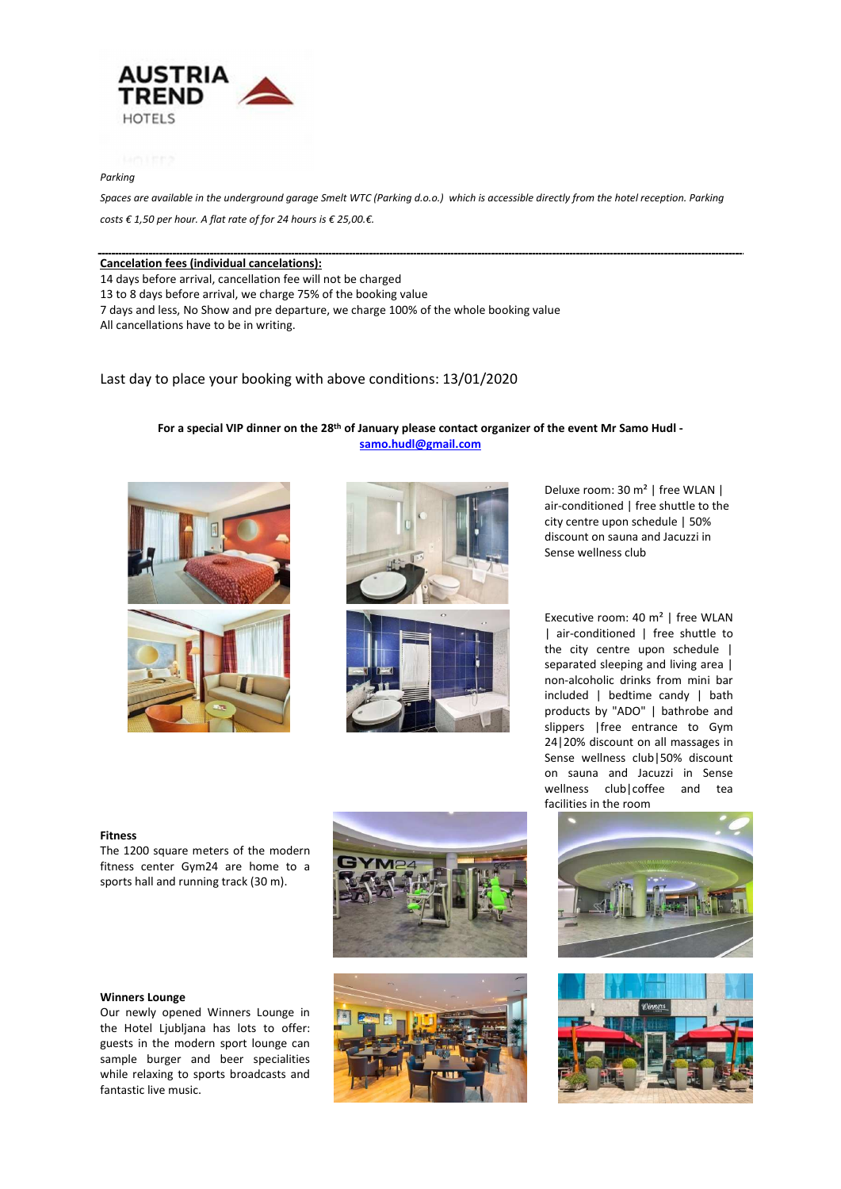*Parking*

*Spaces are available in the underground garage Smelt WTC (Parking d.o.o.) which is accessible directly from the hotel reception. Parking costs € 1,50 per hour. A flat rate of for 24 hours is € 25,00.€.*

---

**Cancelation fees (individual cancelations):**

14 days before arrival, cancellation fee will not be charged
13 to 8 days before arrival, we charge 75% of the booking value
7 days and less, No Show and pre departure, we charge 100% of the whole booking value
All cancellations have to be in writing.

Last day to place your booking with above conditions: 13/01/2020

**For a special VIP dinner on the 28th of January please contact organizer of the event Mr Samo Hudl - samo.hudl@gmail.com**

Deluxe room: 30 m² | free WLAN | air-conditioned | free shuttle to the city centre upon schedule | 50% discount on sauna and Jacuzzi in Sense wellness club

Executive room: 40 m² | free WLAN | air-conditioned | free shuttle to the city centre upon schedule | separated sleeping and living area | non-alcoholic drinks from mini bar included | bedtime candy | bath products by "ADO" | bathrobe and slippers |free entrance to Gym 24|20% discount on all massages in Sense wellness club|50% discount on sauna and Jacuzzi in Sense wellness club|coffee and tea facilities in the room

**Fitness**

The 1200 square meters of the modern fitness center Gym24 are home to a sports hall and running track (30 m).

**Winners Lounge**

Our newly opened Winners Lounge in the Hotel Ljubljana has lots to offer: guests in the modern sport lounge can sample burger and beer specialities while relaxing to sports broadcasts and fantastic live music.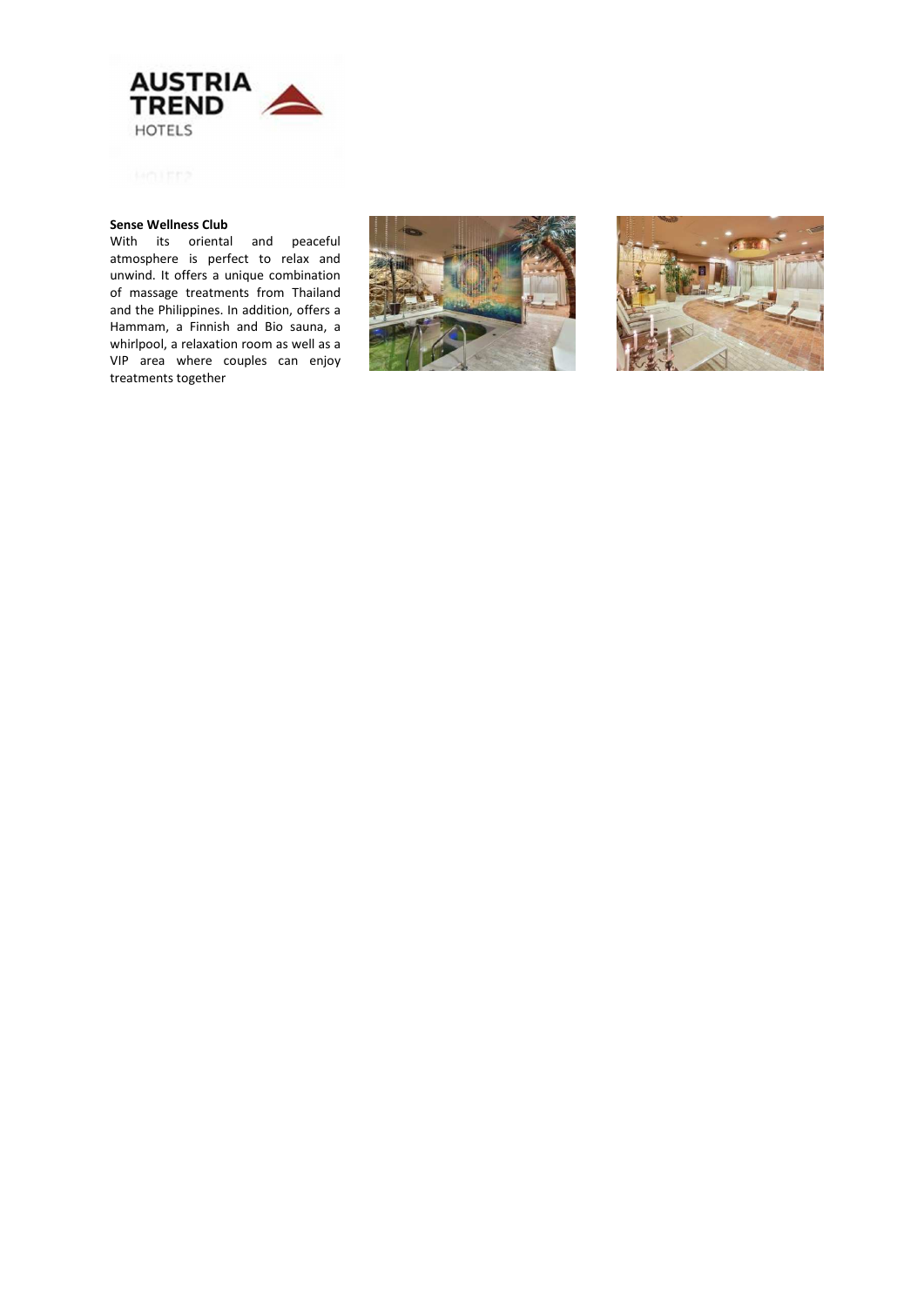**Sense Wellness Club**

With its oriental and peaceful atmosphere is perfect to relax and unwind. It offers a unique combination of massage treatments from Thailand and the Philippines. In addition, offers a Hammam, a Finnish and Bio sauna, a whirlpool, a relaxation room as well as a VIP area where couples can enjoy treatments together